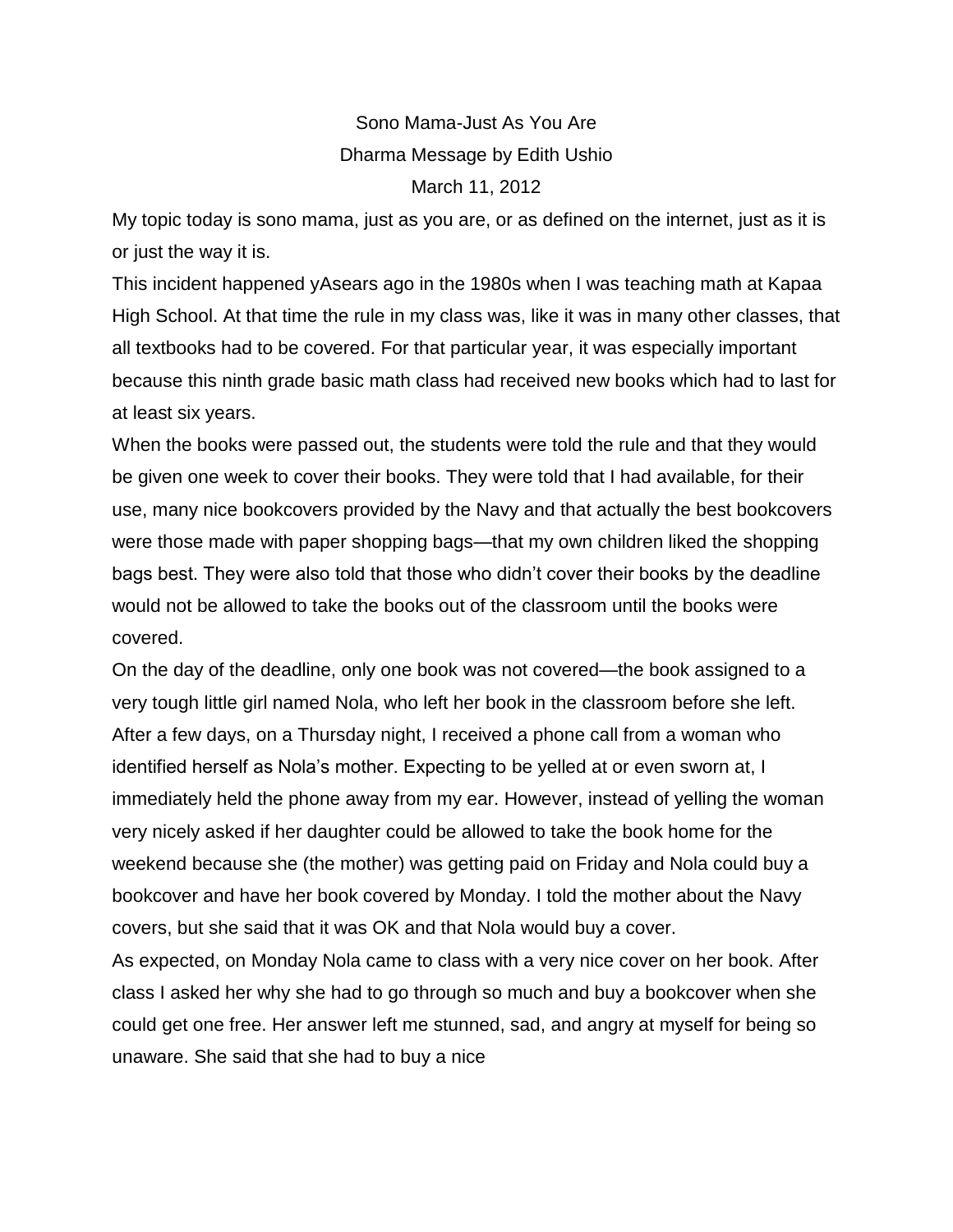# Sono Mama-Just As You Are

Dharma Message by Edith Ushio

March 11, 2012

My topic today is sono mama, just as you are, or as defined on the internet, just as it is or just the way it is.

This incident happened yAsears ago in the 1980s when I was teaching math at Kapaa High School. At that time the rule in my class was, like it was in many other classes, that all textbooks had to be covered. For that particular year, it was especially important because this ninth grade basic math class had received new books which had to last for at least six years.

When the books were passed out, the students were told the rule and that they would be given one week to cover their books. They were told that I had available, for their use, many nice bookcovers provided by the Navy and that actually the best bookcovers were those made with paper shopping bags—that my own children liked the shopping bags best. They were also told that those who didn't cover their books by the deadline would not be allowed to take the books out of the classroom until the books were covered.

On the day of the deadline, only one book was not covered—the book assigned to a very tough little girl named Nola, who left her book in the classroom before she left. After a few days, on a Thursday night, I received a phone call from a woman who identified herself as Nola's mother. Expecting to be yelled at or even sworn at, I immediately held the phone away from my ear. However, instead of yelling the woman very nicely asked if her daughter could be allowed to take the book home for the weekend because she (the mother) was getting paid on Friday and Nola could buy a bookcover and have her book covered by Monday. I told the mother about the Navy covers, but she said that it was OK and that Nola would buy a cover.

As expected, on Monday Nola came to class with a very nice cover on her book. After class I asked her why she had to go through so much and buy a bookcover when she could get one free. Her answer left me stunned, sad, and angry at myself for being so unaware. She said that she had to buy a nice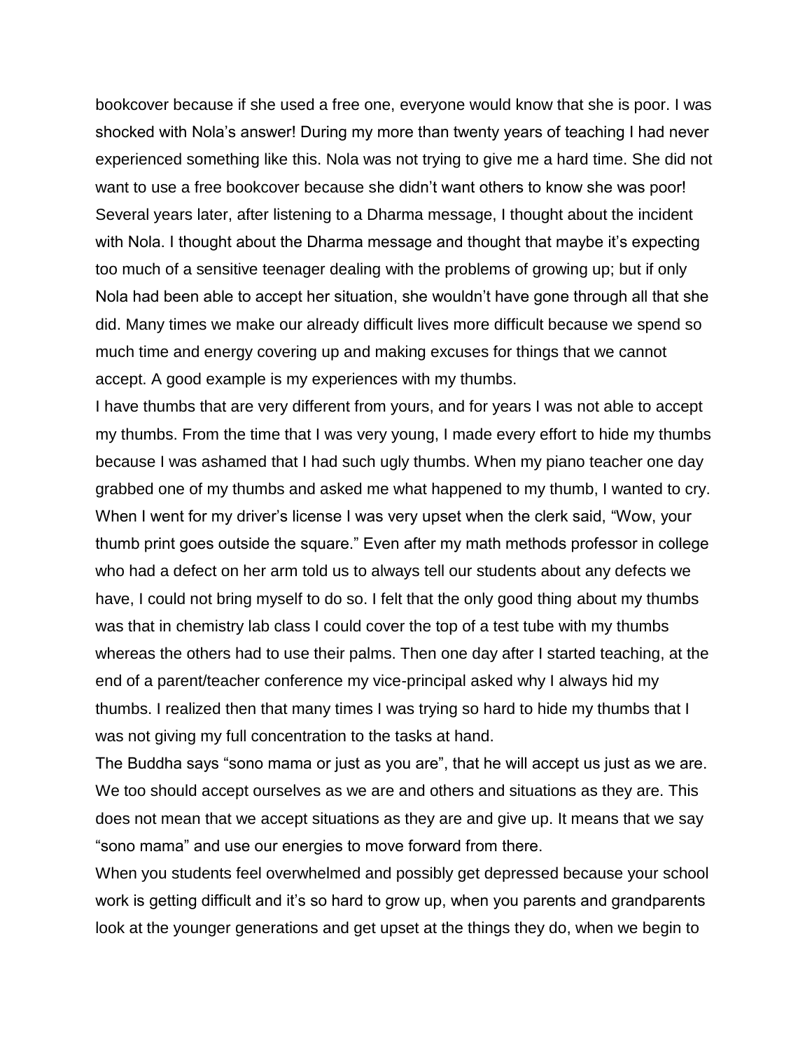bookcover because if she used a free one, everyone would know that she is poor. I was shocked with Nola's answer! During my more than twenty years of teaching I had never experienced something like this. Nola was not trying to give me a hard time. She did not want to use a free bookcover because she didn't want others to know she was poor! Several years later, after listening to a Dharma message, I thought about the incident with Nola. I thought about the Dharma message and thought that maybe it's expecting too much of a sensitive teenager dealing with the problems of growing up; but if only Nola had been able to accept her situation, she wouldn't have gone through all that she did. Many times we make our already difficult lives more difficult because we spend so much time and energy covering up and making excuses for things that we cannot accept. A good example is my experiences with my thumbs.

I have thumbs that are very different from yours, and for years I was not able to accept my thumbs. From the time that I was very young, I made every effort to hide my thumbs because I was ashamed that I had such ugly thumbs. When my piano teacher one day grabbed one of my thumbs and asked me what happened to my thumb, I wanted to cry. When I went for my driver's license I was very upset when the clerk said, "Wow, your thumb print goes outside the square." Even after my math methods professor in college who had a defect on her arm told us to always tell our students about any defects we have, I could not bring myself to do so. I felt that the only good thing about my thumbs was that in chemistry lab class I could cover the top of a test tube with my thumbs whereas the others had to use their palms. Then one day after I started teaching, at the end of a parent/teacher conference my vice-principal asked why I always hid my thumbs. I realized then that many times I was trying so hard to hide my thumbs that I was not giving my full concentration to the tasks at hand.

The Buddha says "sono mama or just as you are", that he will accept us just as we are. We too should accept ourselves as we are and others and situations as they are. This does not mean that we accept situations as they are and give up. It means that we say "sono mama" and use our energies to move forward from there.

When you students feel overwhelmed and possibly get depressed because your school work is getting difficult and it's so hard to grow up, when you parents and grandparents look at the younger generations and get upset at the things they do, when we begin to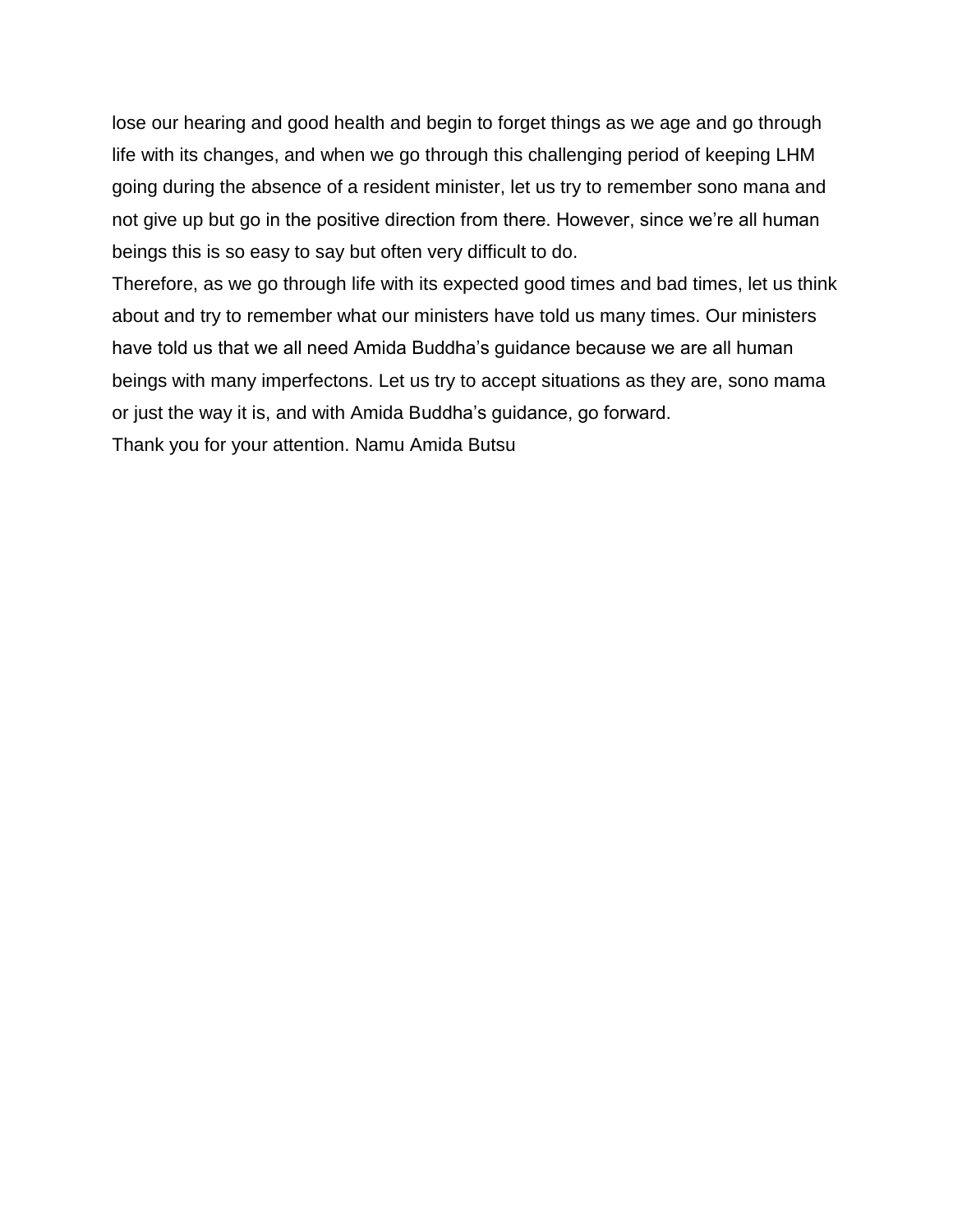lose our hearing and good health and begin to forget things as we age and go through life with its changes, and when we go through this challenging period of keeping LHM going during the absence of a resident minister, let us try to remember sono mana and not give up but go in the positive direction from there. However, since we're all human beings this is so easy to say but often very difficult to do.

Therefore, as we go through life with its expected good times and bad times, let us think about and try to remember what our ministers have told us many times. Our ministers have told us that we all need Amida Buddha's guidance because we are all human beings with many imperfectons. Let us try to accept situations as they are, sono mama or just the way it is, and with Amida Buddha's guidance, go forward.

Thank you for your attention. Namu Amida Butsu